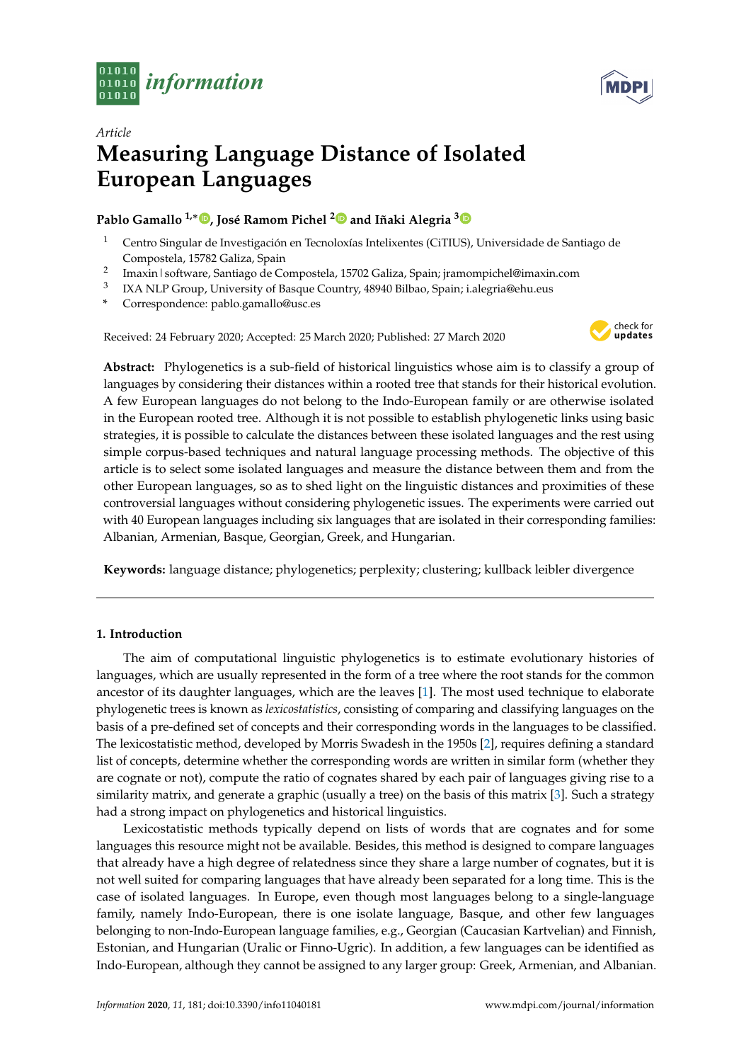*Article*

# Measuring Language Distance of Isolated European Languages

**Pablo Gamallo [1,*], José Ramom Pichel [2] and Iñaki Alegria [3]**

[1] Centro Singular de Investigación en Tecnoloxías Intelixentes (CiTIUS), Universidade de Santiago de Compostela, 15782 Galiza, Spain

[2] Imaxin|software, Santiago de Compostela, 15702 Galiza, Spain; jramompichel@imaxin.com

[3] IXA NLP Group, University of Basque Country, 48940 Bilbao, Spain; i.alegria@ehu.eus

\* Correspondence: pablo.gamallo@usc.es

Received: 24 February 2020; Accepted: 25 March 2020; Published: 27 March 2020

**Abstract:** Phylogenetics is a sub-field of historical linguistics whose aim is to classify a group of languages by considering their distances within a rooted tree that stands for their historical evolution. A few European languages do not belong to the Indo-European family or are otherwise isolated in the European rooted tree. Although it is not possible to establish phylogenetic links using basic strategies, it is possible to calculate the distances between these isolated languages and the rest using simple corpus-based techniques and natural language processing methods. The objective of this article is to select some isolated languages and measure the distance between them and from the other European languages, so as to shed light on the linguistic distances and proximities of these controversial languages without considering phylogenetic issues. The experiments were carried out with 40 European languages including six languages that are isolated in their corresponding families: Albanian, Armenian, Basque, Georgian, Greek, and Hungarian.

**Keywords:** language distance; phylogenetics; perplexity; clustering; kullback leibler divergence

## 1. Introduction

The aim of computational linguistic phylogenetics is to estimate evolutionary histories of languages, which are usually represented in the form of a tree where the root stands for the common ancestor of its daughter languages, which are the leaves [1]. The most used technique to elaborate phylogenetic trees is known as *lexicostatistics*, consisting of comparing and classifying languages on the basis of a pre-defined set of concepts and their corresponding words in the languages to be classified. The lexicostatistic method, developed by Morris Swadesh in the 1950s [2], requires defining a standard list of concepts, determine whether the corresponding words are written in similar form (whether they are cognate or not), compute the ratio of cognates shared by each pair of languages giving rise to a similarity matrix, and generate a graphic (usually a tree) on the basis of this matrix [3]. Such a strategy had a strong impact on phylogenetics and historical linguistics.

Lexicostatistic methods typically depend on lists of words that are cognates and for some languages this resource might not be available. Besides, this method is designed to compare languages that already have a high degree of relatedness since they share a large number of cognates, but it is not well suited for comparing languages that have already been separated for a long time. This is the case of isolated languages. In Europe, even though most languages belong to a single-language family, namely Indo-European, there is one isolate language, Basque, and other few languages belonging to non-Indo-European language families, e.g., Georgian (Caucasian Kartvelian) and Finnish, Estonian, and Hungarian (Uralic or Finno-Ugric). In addition, a few languages can be identified as Indo-European, although they cannot be assigned to any larger group: Greek, Armenian, and Albanian.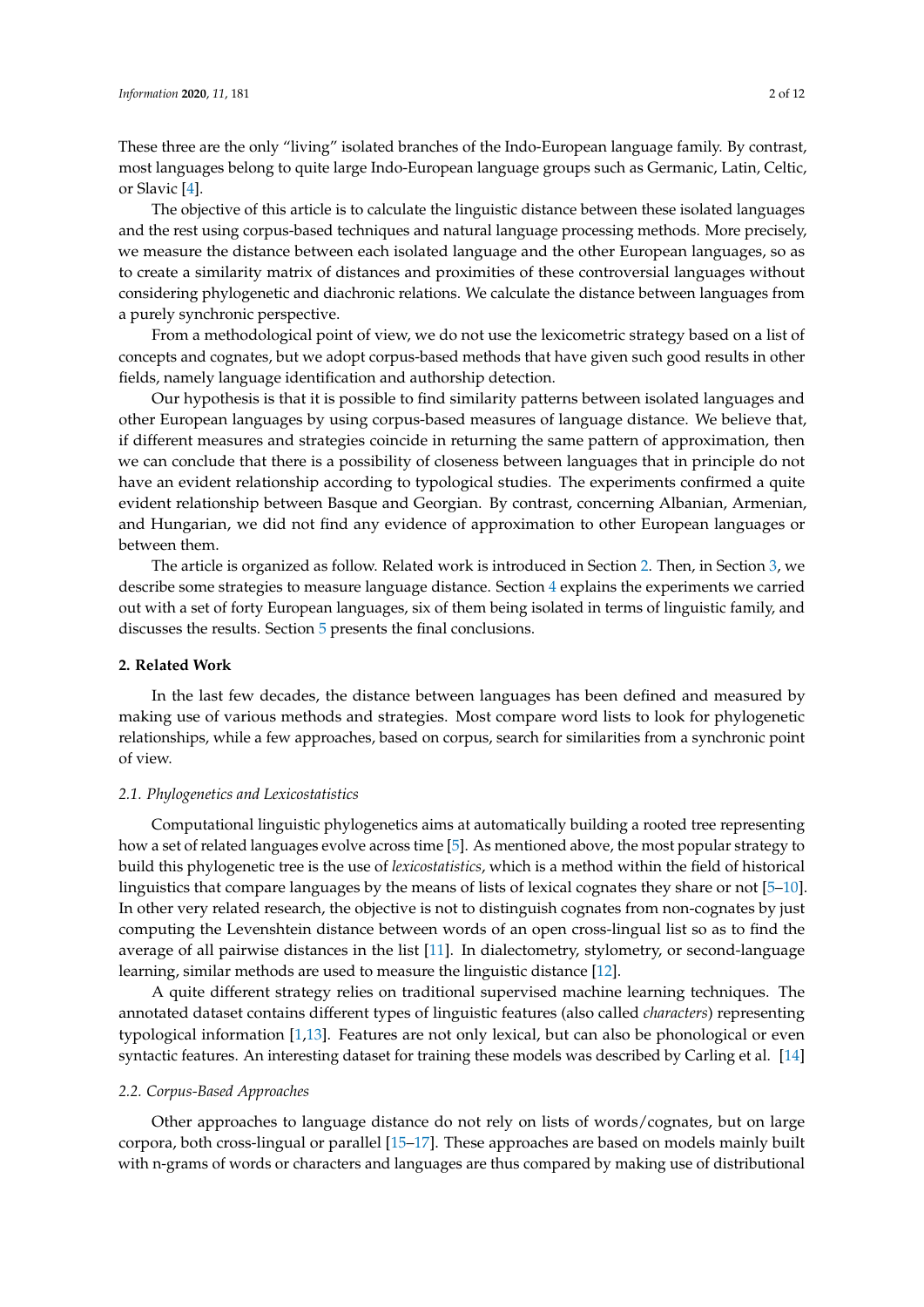These three are the only "living" isolated branches of the Indo-European language family. By contrast, most languages belong to quite large Indo-European language groups such as Germanic, Latin, Celtic, or Slavic [4].

The objective of this article is to calculate the linguistic distance between these isolated languages and the rest using corpus-based techniques and natural language processing methods. More precisely, we measure the distance between each isolated language and the other European languages, so as to create a similarity matrix of distances and proximities of these controversial languages without considering phylogenetic and diachronic relations. We calculate the distance between languages from a purely synchronic perspective.

From a methodological point of view, we do not use the lexicometric strategy based on a list of concepts and cognates, but we adopt corpus-based methods that have given such good results in other fields, namely language identification and authorship detection.

Our hypothesis is that it is possible to find similarity patterns between isolated languages and other European languages by using corpus-based measures of language distance. We believe that, if different measures and strategies coincide in returning the same pattern of approximation, then we can conclude that there is a possibility of closeness between languages that in principle do not have an evident relationship according to typological studies. The experiments confirmed a quite evident relationship between Basque and Georgian. By contrast, concerning Albanian, Armenian, and Hungarian, we did not find any evidence of approximation to other European languages or between them.

The article is organized as follow. Related work is introduced in Section 2. Then, in Section 3, we describe some strategies to measure language distance. Section 4 explains the experiments we carried out with a set of forty European languages, six of them being isolated in terms of linguistic family, and discusses the results. Section 5 presents the final conclusions.

## 2. Related Work

In the last few decades, the distance between languages has been defined and measured by making use of various methods and strategies. Most compare word lists to look for phylogenetic relationships, while a few approaches, based on corpus, search for similarities from a synchronic point of view.

### 2.1. Phylogenetics and Lexicostatistics

Computational linguistic phylogenetics aims at automatically building a rooted tree representing how a set of related languages evolve across time [5]. As mentioned above, the most popular strategy to build this phylogenetic tree is the use of *lexicostatistics*, which is a method within the field of historical linguistics that compare languages by the means of lists of lexical cognates they share or not [5–10]. In other very related research, the objective is not to distinguish cognates from non-cognates by just computing the Levenshtein distance between words of an open cross-lingual list so as to find the average of all pairwise distances in the list [11]. In dialectometry, stylometry, or second-language learning, similar methods are used to measure the linguistic distance [12].

A quite different strategy relies on traditional supervised machine learning techniques. The annotated dataset contains different types of linguistic features (also called *characters*) representing typological information [1,13]. Features are not only lexical, but can also be phonological or even syntactic features. An interesting dataset for training these models was described by Carling et al. [14]

### 2.2. Corpus-Based Approaches

Other approaches to language distance do not rely on lists of words/cognates, but on large corpora, both cross-lingual or parallel [15–17]. These approaches are based on models mainly built with n-grams of words or characters and languages are thus compared by making use of distributional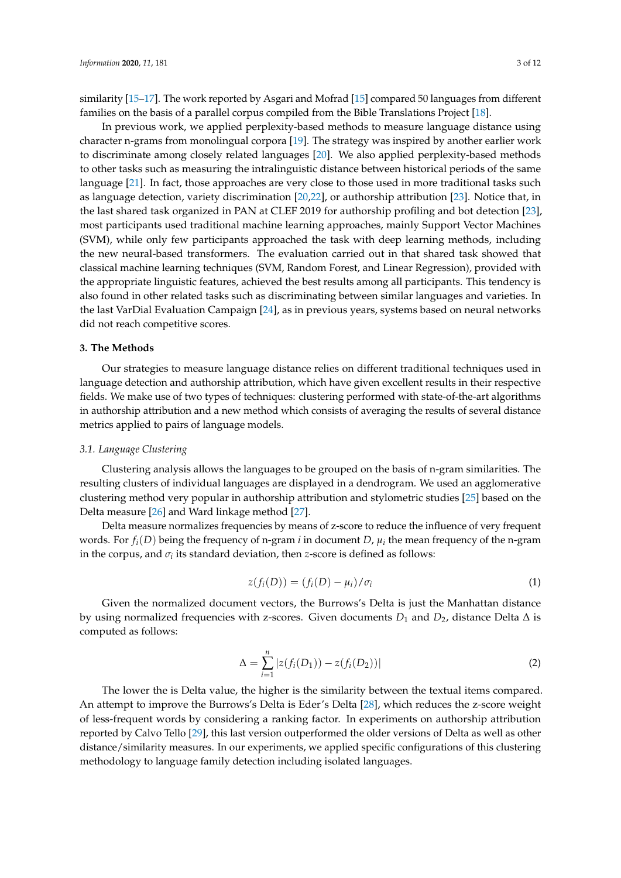similarity [15–17]. The work reported by Asgari and Mofrad [15] compared 50 languages from different families on the basis of a parallel corpus compiled from the Bible Translations Project [18].

In previous work, we applied perplexity-based methods to measure language distance using character n-grams from monolingual corpora [19]. The strategy was inspired by another earlier work to discriminate among closely related languages [20]. We also applied perplexity-based methods to other tasks such as measuring the intralinguistic distance between historical periods of the same language [21]. In fact, those approaches are very close to those used in more traditional tasks such as language detection, variety discrimination [20,22], or authorship attribution [23]. Notice that, in the last shared task organized in PAN at CLEF 2019 for authorship profiling and bot detection [23], most participants used traditional machine learning approaches, mainly Support Vector Machines (SVM), while only few participants approached the task with deep learning methods, including the new neural-based transformers. The evaluation carried out in that shared task showed that classical machine learning techniques (SVM, Random Forest, and Linear Regression), provided with the appropriate linguistic features, achieved the best results among all participants. This tendency is also found in other related tasks such as discriminating between similar languages and varieties. In the last VarDial Evaluation Campaign [24], as in previous years, systems based on neural networks did not reach competitive scores.

## 3. The Methods

Our strategies to measure language distance relies on different traditional techniques used in language detection and authorship attribution, which have given excellent results in their respective fields. We make use of two types of techniques: clustering performed with state-of-the-art algorithms in authorship attribution and a new method which consists of averaging the results of several distance metrics applied to pairs of language models.

### 3.1. Language Clustering

Clustering analysis allows the languages to be grouped on the basis of n-gram similarities. The resulting clusters of individual languages are displayed in a dendrogram. We used an agglomerative clustering method very popular in authorship attribution and stylometric studies [25] based on the Delta measure [26] and Ward linkage method [27].

Delta measure normalizes frequencies by means of z-score to reduce the influence of very frequent words. For $f_i(D)$ being the frequency of n-gram $i$ in document $D$, $\mu_i$ the mean frequency of the n-gram in the corpus, and $\sigma_i$ its standard deviation, then $z$-score is defined as follows:

$$z(f_i(D)) = (f_i(D) - \mu_i)/\sigma_i \tag{1}$$

Given the normalized document vectors, the Burrows's Delta is just the Manhattan distance by using normalized frequencies with z-scores. Given documents $D_1$ and $D_2$, distance Delta $\Delta$ is computed as follows:

$$\Delta = \sum_{i=1}^{n} |z(f_i(D_1)) - z(f_i(D_2))| \tag{2}$$

The lower the is Delta value, the higher is the similarity between the textual items compared. An attempt to improve the Burrows's Delta is Eder's Delta [28], which reduces the z-score weight of less-frequent words by considering a ranking factor. In experiments on authorship attribution reported by Calvo Tello [29], this last version outperformed the older versions of Delta as well as other distance/similarity measures. In our experiments, we applied specific configurations of this clustering methodology to language family detection including isolated languages.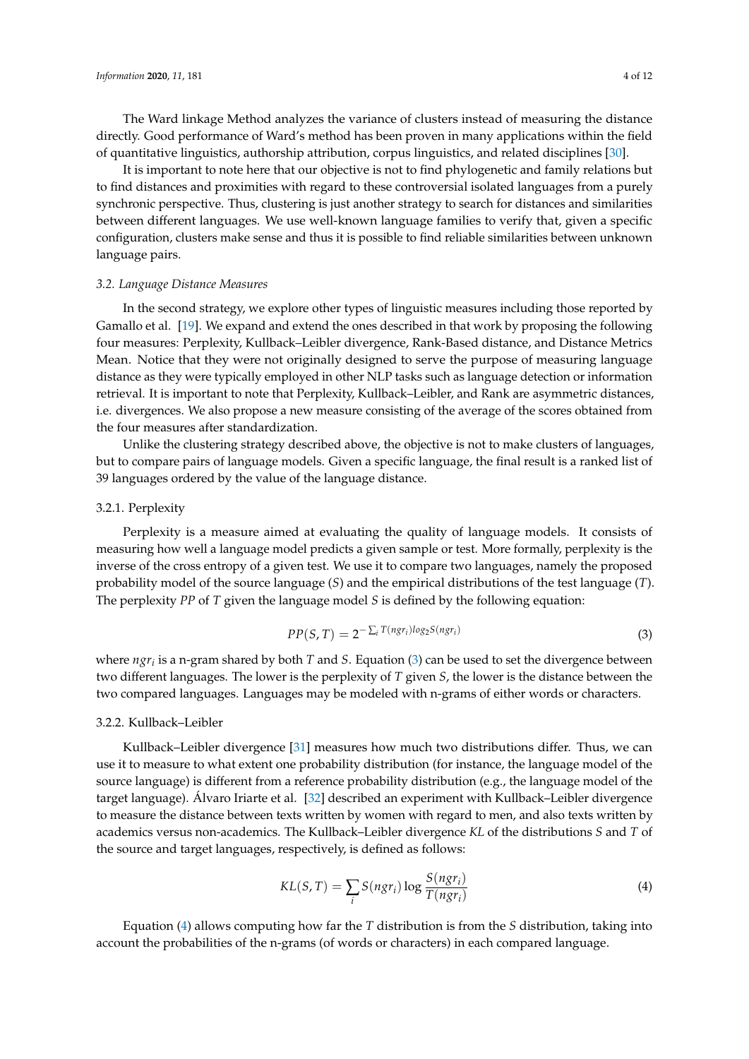The Ward linkage Method analyzes the variance of clusters instead of measuring the distance directly. Good performance of Ward's method has been proven in many applications within the field of quantitative linguistics, authorship attribution, corpus linguistics, and related disciplines [30].

It is important to note here that our objective is not to find phylogenetic and family relations but to find distances and proximities with regard to these controversial isolated languages from a purely synchronic perspective. Thus, clustering is just another strategy to search for distances and similarities between different languages. We use well-known language families to verify that, given a specific configuration, clusters make sense and thus it is possible to find reliable similarities between unknown language pairs.

### 3.2. Language Distance Measures

In the second strategy, we explore other types of linguistic measures including those reported by Gamallo et al. [19]. We expand and extend the ones described in that work by proposing the following four measures: Perplexity, Kullback–Leibler divergence, Rank-Based distance, and Distance Metrics Mean. Notice that they were not originally designed to serve the purpose of measuring language distance as they were typically employed in other NLP tasks such as language detection or information retrieval. It is important to note that Perplexity, Kullback–Leibler, and Rank are asymmetric distances, i.e. divergences. We also propose a new measure consisting of the average of the scores obtained from the four measures after standardization.

Unlike the clustering strategy described above, the objective is not to make clusters of languages, but to compare pairs of language models. Given a specific language, the final result is a ranked list of 39 languages ordered by the value of the language distance.

#### 3.2.1. Perplexity

Perplexity is a measure aimed at evaluating the quality of language models. It consists of measuring how well a language model predicts a given sample or test. More formally, perplexity is the inverse of the cross entropy of a given test. We use it to compare two languages, namely the proposed probability model of the source language (*S*) and the empirical distributions of the test language (*T*). The perplexity *PP* of *T* given the language model *S* is defined by the following equation:

$$PP(S,T) = 2^{-\sum_i T(ngr_i) log_2 S(ngr_i)} \tag{3}$$

where $ngr_i$ is a n-gram shared by both *T* and *S*. Equation (3) can be used to set the divergence between two different languages. The lower is the perplexity of *T* given *S*, the lower is the distance between the two compared languages. Languages may be modeled with n-grams of either words or characters.

#### 3.2.2. Kullback–Leibler

Kullback–Leibler divergence [31] measures how much two distributions differ. Thus, we can use it to measure to what extent one probability distribution (for instance, the language model of the source language) is different from a reference probability distribution (e.g., the language model of the target language). Álvaro Iriarte et al. [32] described an experiment with Kullback–Leibler divergence to measure the distance between texts written by women with regard to men, and also texts written by academics versus non-academics. The Kullback–Leibler divergence *KL* of the distributions *S* and *T* of the source and target languages, respectively, is defined as follows:

$$KL(S,T) = \sum_i S(ngr_i) \log \frac{S(ngr_i)}{T(ngr_i)} \tag{4}$$

Equation (4) allows computing how far the *T* distribution is from the *S* distribution, taking into account the probabilities of the n-grams (of words or characters) in each compared language.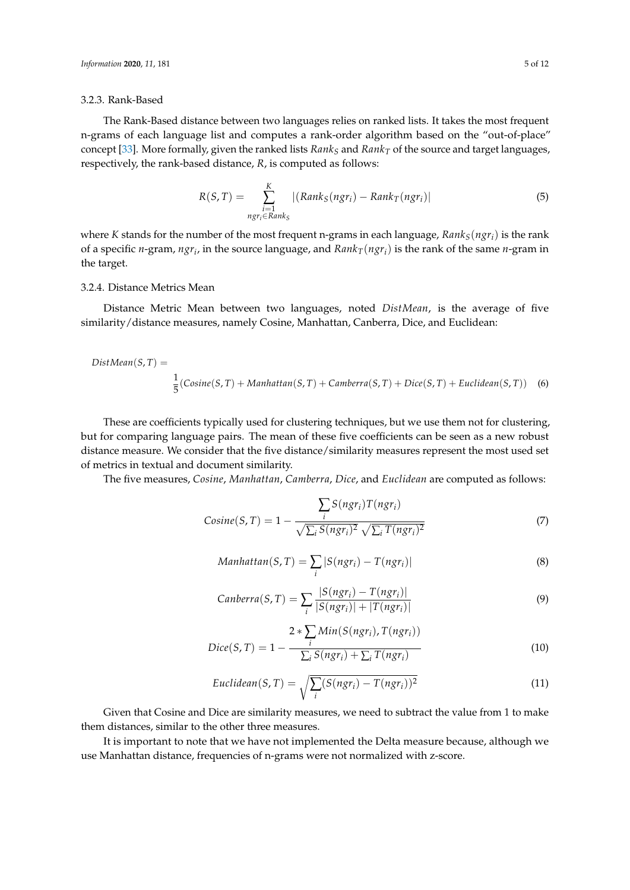#### 3.2.3. Rank-Based

The Rank-Based distance between two languages relies on ranked lists. It takes the most frequent n-grams of each language list and computes a rank-order algorithm based on the "out-of-place" concept [33]. More formally, given the ranked lists $Rank_S$ and $Rank_T$ of the source and target languages, respectively, the rank-based distance, $R$, is computed as follows:

$$R(S,T) = \sum_{\substack{i=1 \\ ngr_i \in Rank_S}}^{K} |(Rank_S(ngr_i) - Rank_T(ngr_i)| \tag{5}$$

where $K$ stands for the number of the most frequent n-grams in each language, $Rank_S(ngr_i)$ is the rank of a specific $n$-gram, $ngr_i$, in the source language, and $Rank_T(ngr_i)$ is the rank of the same $n$-gram in the target.

#### 3.2.4. Distance Metrics Mean

Distance Metric Mean between two languages, noted *DistMean*, is the average of five similarity/distance measures, namely Cosine, Manhattan, Canberra, Dice, and Euclidean:

$$DistMean(S,T) = \frac{1}{5}(Cosine(S,T) + Manhattan(S,T) + Camberra(S,T) + Dice(S,T) + Euclidean(S,T)) \tag{6}$$

These are coefficients typically used for clustering techniques, but we use them not for clustering, but for comparing language pairs. The mean of these five coefficients can be seen as a new robust distance measure. We consider that the five distance/similarity measures represent the most used set of metrics in textual and document similarity.

The five measures, *Cosine*, *Manhattan*, *Camberra*, *Dice*, and *Euclidean* are computed as follows:

$$Cosine(S,T) = 1 - \frac{\sum_i S(ngr_i)T(ngr_i)}{\sqrt{\sum_i S(ngr_i)^2}\sqrt{\sum_i T(ngr_i)^2}} \tag{7}$$

$$Manhattan(S,T) = \sum_i |S(ngr_i) - T(ngr_i)| \tag{8}$$

$$Canberra(S,T) = \sum_i \frac{|S(ngr_i) - T(ngr_i)|}{|S(ngr_i)| + |T(ngr_i)|} \tag{9}$$

$$Dice(S,T) = 1 - \frac{2 * \sum_i Min(S(ngr_i), T(ngr_i))}{\sum_i S(ngr_i) + \sum_i T(ngr_i)} \tag{10}$$

$$Euclidean(S,T) = \sqrt{\sum_i (S(ngr_i) - T(ngr_i))^2} \tag{11}$$

Given that Cosine and Dice are similarity measures, we need to subtract the value from 1 to make them distances, similar to the other three measures.

It is important to note that we have not implemented the Delta measure because, although we use Manhattan distance, frequencies of n-grams were not normalized with z-score.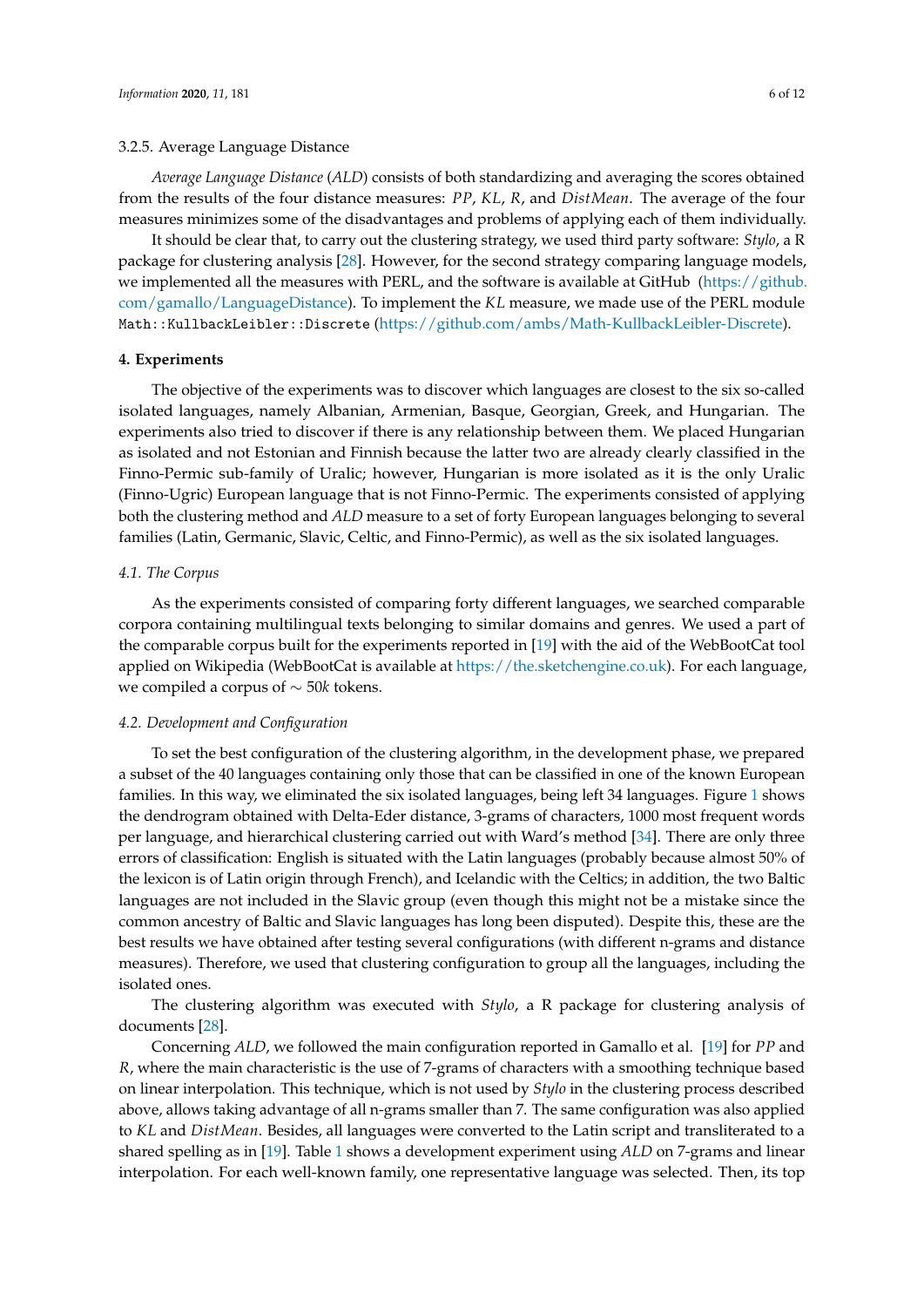#### 3.2.5. Average Language Distance

*Average Language Distance* (*ALD*) consists of both standardizing and averaging the scores obtained from the results of the four distance measures: $PP$, $KL$, $R$, and $DistMean$. The average of the four measures minimizes some of the disadvantages and problems of applying each of them individually.

It should be clear that, to carry out the clustering strategy, we used third party software: *Stylo*, a R package for clustering analysis [28]. However, for the second strategy comparing language models, we implemented all the measures with PERL, and the software is available at GitHub (https://github.com/gamallo/LanguageDistance). To implement the $KL$ measure, we made use of the PERL module `Math::KullbackLeibler::Discrete` (https://github.com/ambs/Math-KullbackLeibler-Discrete).

## 4. Experiments

The objective of the experiments was to discover which languages are closest to the six so-called isolated languages, namely Albanian, Armenian, Basque, Georgian, Greek, and Hungarian. The experiments also tried to discover if there is any relationship between them. We placed Hungarian as isolated and not Estonian and Finnish because the latter two are already clearly classified in the Finno-Permic sub-family of Uralic; however, Hungarian is more isolated as it is the only Uralic (Finno-Ugric) European language that is not Finno-Permic. The experiments consisted of applying both the clustering method and *ALD* measure to a set of forty European languages belonging to several families (Latin, Germanic, Slavic, Celtic, and Finno-Permic), as well as the six isolated languages.

### 4.1. The Corpus

As the experiments consisted of comparing forty different languages, we searched comparable corpora containing multilingual texts belonging to similar domains and genres. We used a part of the comparable corpus built for the experiments reported in [19] with the aid of the WebBootCat tool applied on Wikipedia (WebBootCat is available at https://the.sketchengine.co.uk). For each language, we compiled a corpus of $\sim$ 50$k$ tokens.

### 4.2. Development and Configuration

To set the best configuration of the clustering algorithm, in the development phase, we prepared a subset of the 40 languages containing only those that can be classified in one of the known European families. In this way, we eliminated the six isolated languages, being left 34 languages. Figure 1 shows the dendrogram obtained with Delta-Eder distance, 3-grams of characters, 1000 most frequent words per language, and hierarchical clustering carried out with Ward's method [34]. There are only three errors of classification: English is situated with the Latin languages (probably because almost 50% of the lexicon is of Latin origin through French), and Icelandic with the Celtics; in addition, the two Baltic languages are not included in the Slavic group (even though this might not be a mistake since the common ancestry of Baltic and Slavic languages has long been disputed). Despite this, these are the best results we have obtained after testing several configurations (with different n-grams and distance measures). Therefore, we used that clustering configuration to group all the languages, including the isolated ones.

The clustering algorithm was executed with *Stylo*, a R package for clustering analysis of documents [28].

Concerning *ALD*, we followed the main configuration reported in Gamallo et al. [19] for $PP$ and $R$, where the main characteristic is the use of 7-grams of characters with a smoothing technique based on linear interpolation. This technique, which is not used by *Stylo* in the clustering process described above, allows taking advantage of all n-grams smaller than 7. The same configuration was also applied to $KL$ and $DistMean$. Besides, all languages were converted to the Latin script and transliterated to a shared spelling as in [19]. Table 1 shows a development experiment using *ALD* on 7-grams and linear interpolation. For each well-known family, one representative language was selected. Then, its top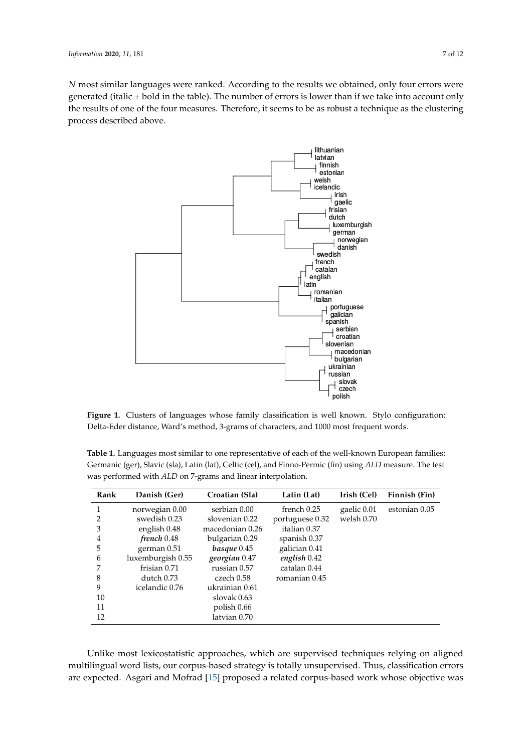*N* most similar languages were ranked. According to the results we obtained, only four errors were generated (italic + bold in the table). The number of errors is lower than if we take into account only the results of one of the four measures. Therefore, it seems to be as robust a technique as the clustering process described above.

**Figure 1.** Clusters of languages whose family classification is well known. Stylo configuration: Delta-Eder distance, Ward's method, 3-grams of characters, and 1000 most frequent words.

**Table 1.** Languages most similar to one representative of each of the well-known European families: Germanic (ger), Slavic (sla), Latin (lat), Celtic (cel), and Finno-Permic (fin) using *ALD* measure. The test was performed with *ALD* on 7-grams and linear interpolation.

| Rank | Danish (Ger) | Croatian (Sla) | Latin (Lat) | Irish (Cel) | Finnish (Fin) |
|---|---|---|---|---|---|
| 1 | norwegian 0.00 | serbian 0.00 | french 0.25 | gaelic 0.01 | estonian 0.05 |
| 2 | swedish 0.23 | slovenian 0.22 | portuguese 0.32 | welsh 0.70 | |
| 3 | english 0.48 | macedonian 0.26 | italian 0.37 | | |
| 4 | ***french*** 0.48 | bulgarian 0.29 | spanish 0.37 | | |
| 5 | german 0.51 | ***basque*** 0.45 | galician 0.41 | | |
| 6 | luxemburgish 0.55 | ***georgian*** 0.47 | ***english*** 0.42 | | |
| 7 | frisian 0.71 | russian 0.57 | catalan 0.44 | | |
| 8 | dutch 0.73 | czech 0.58 | romanian 0.45 | | |
| 9 | icelandic 0.76 | ukrainian 0.61 | | | |
| 10 | | slovak 0.63 | | | |
| 11 | | polish 0.66 | | | |
| 12 | | latvian 0.70 | | | |

Unlike most lexicostatistic approaches, which are supervised techniques relying on aligned multilingual word lists, our corpus-based strategy is totally unsupervised. Thus, classification errors are expected. Asgari and Mofrad [15] proposed a related corpus-based work whose objective was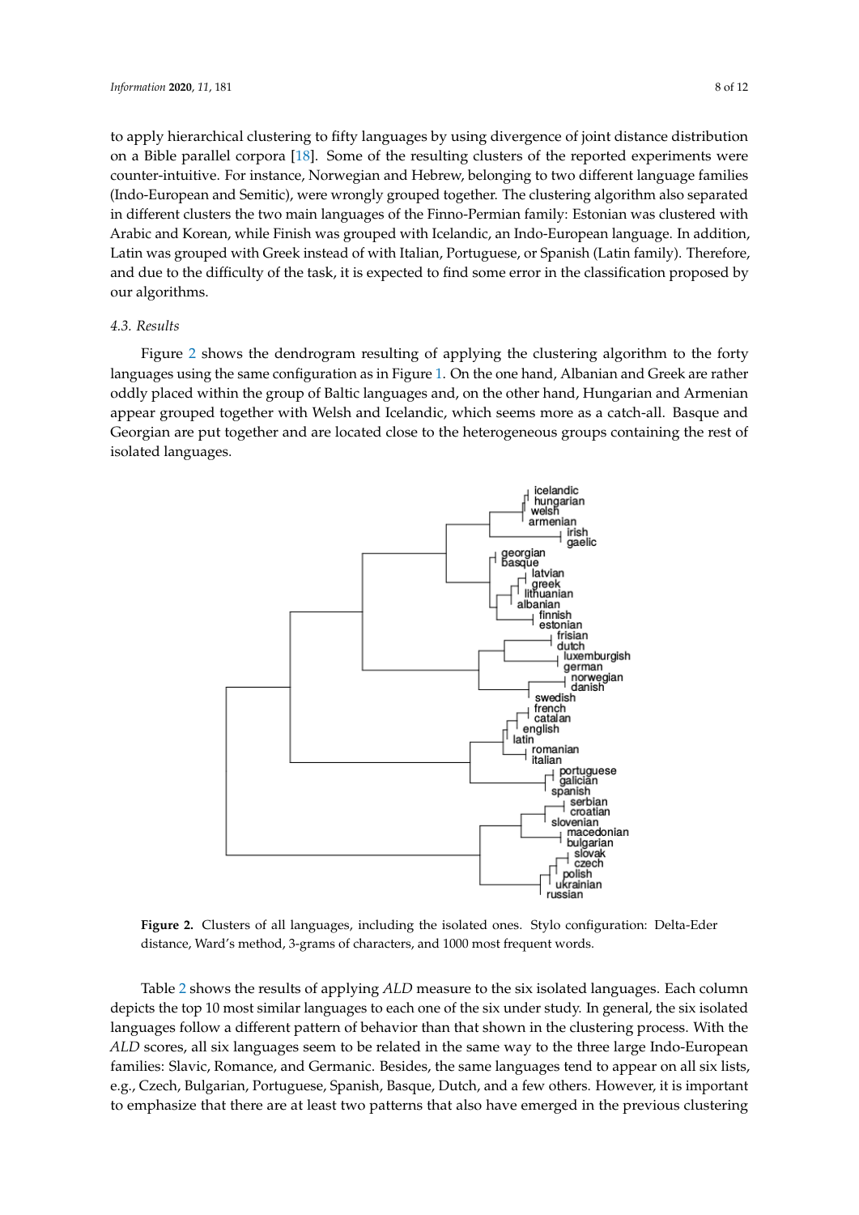to apply hierarchical clustering to fifty languages by using divergence of joint distance distribution on a Bible parallel corpora [18]. Some of the resulting clusters of the reported experiments were counter-intuitive. For instance, Norwegian and Hebrew, belonging to two different language families (Indo-European and Semitic), were wrongly grouped together. The clustering algorithm also separated in different clusters the two main languages of the Finno-Permian family: Estonian was clustered with Arabic and Korean, while Finish was grouped with Icelandic, an Indo-European language. In addition, Latin was grouped with Greek instead of with Italian, Portuguese, or Spanish (Latin family). Therefore, and due to the difficulty of the task, it is expected to find some error in the classification proposed by our algorithms.

### 4.3. Results

Figure 2 shows the dendrogram resulting of applying the clustering algorithm to the forty languages using the same configuration as in Figure 1. On the one hand, Albanian and Greek are rather oddly placed within the group of Baltic languages and, on the other hand, Hungarian and Armenian appear grouped together with Welsh and Icelandic, which seems more as a catch-all. Basque and Georgian are put together and are located close to the heterogeneous groups containing the rest of isolated languages.

**Figure 2.** Clusters of all languages, including the isolated ones. Stylo configuration: Delta-Eder distance, Ward's method, 3-grams of characters, and 1000 most frequent words.

Table 2 shows the results of applying *ALD* measure to the six isolated languages. Each column depicts the top 10 most similar languages to each one of the six under study. In general, the six isolated languages follow a different pattern of behavior than that shown in the clustering process. With the *ALD* scores, all six languages seem to be related in the same way to the three large Indo-European families: Slavic, Romance, and Germanic. Besides, the same languages tend to appear on all six lists, e.g., Czech, Bulgarian, Portuguese, Spanish, Basque, Dutch, and a few others. However, it is important to emphasize that there are at least two patterns that also have emerged in the previous clustering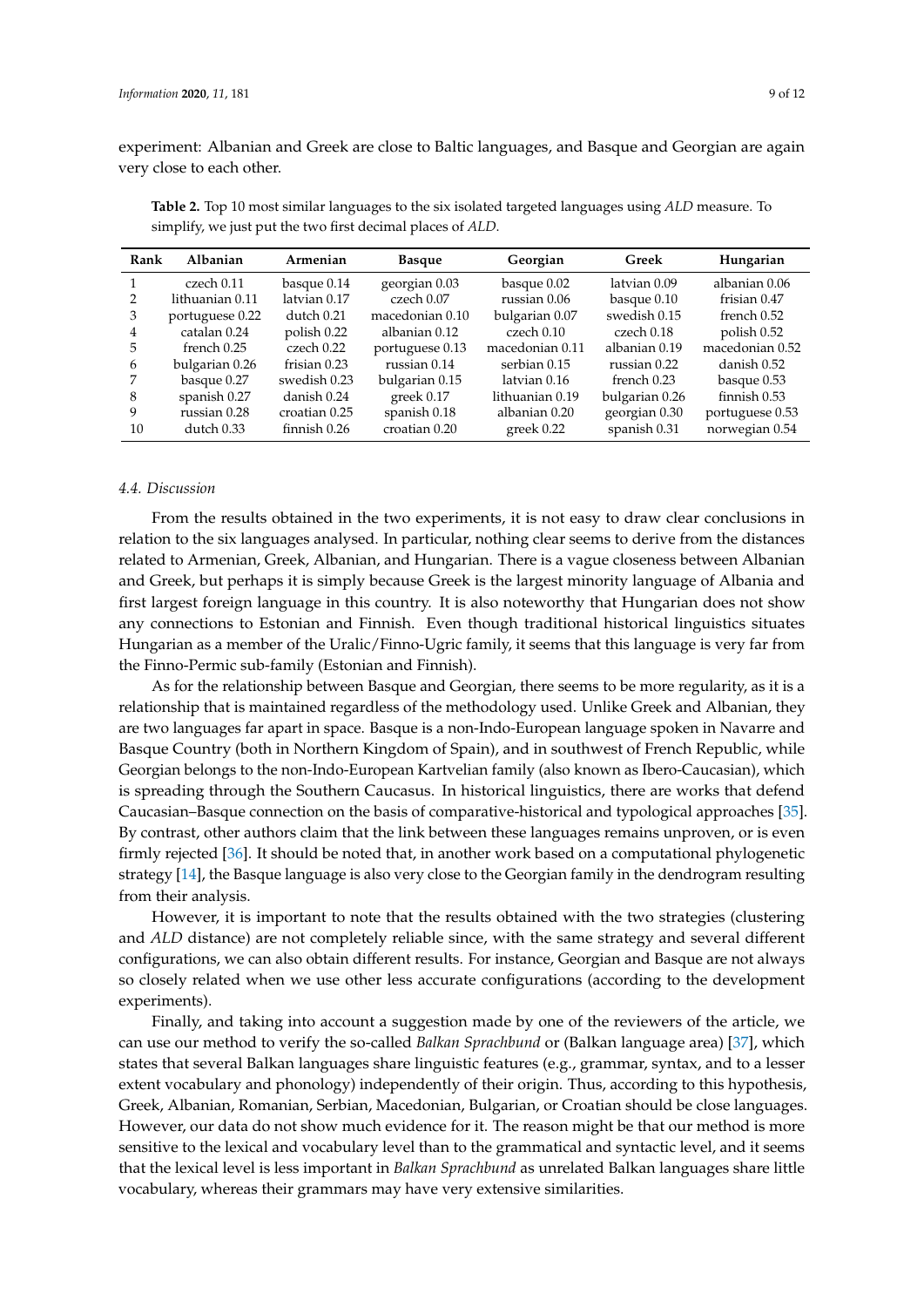experiment: Albanian and Greek are close to Baltic languages, and Basque and Georgian are again very close to each other.

**Table 2.** Top 10 most similar languages to the six isolated targeted languages using *ALD* measure. To simplify, we just put the two first decimal places of *ALD*.

| Rank | Albanian | Armenian | Basque | Georgian | Greek | Hungarian |
|---|---|---|---|---|---|---|
| 1 | czech 0.11 | basque 0.14 | georgian 0.03 | basque 0.02 | latvian 0.09 | albanian 0.06 |
| 2 | lithuanian 0.11 | latvian 0.17 | czech 0.07 | russian 0.06 | basque 0.10 | frisian 0.47 |
| 3 | portuguese 0.22 | dutch 0.21 | macedonian 0.10 | bulgarian 0.07 | swedish 0.15 | french 0.52 |
| 4 | catalan 0.24 | polish 0.22 | albanian 0.12 | czech 0.10 | czech 0.18 | polish 0.52 |
| 5 | french 0.25 | czech 0.22 | portuguese 0.13 | macedonian 0.11 | albanian 0.19 | macedonian 0.52 |
| 6 | bulgarian 0.26 | frisian 0.23 | russian 0.14 | serbian 0.15 | russian 0.22 | danish 0.52 |
| 7 | basque 0.27 | swedish 0.23 | bulgarian 0.15 | latvian 0.16 | french 0.23 | basque 0.53 |
| 8 | spanish 0.27 | danish 0.24 | greek 0.17 | lithuanian 0.19 | bulgarian 0.26 | finnish 0.53 |
| 9 | russian 0.28 | croatian 0.25 | spanish 0.18 | albanian 0.20 | georgian 0.30 | portuguese 0.53 |
| 10 | dutch 0.33 | finnish 0.26 | croatian 0.20 | greek 0.22 | spanish 0.31 | norwegian 0.54 |

### 4.4. Discussion

From the results obtained in the two experiments, it is not easy to draw clear conclusions in relation to the six languages analysed. In particular, nothing clear seems to derive from the distances related to Armenian, Greek, Albanian, and Hungarian. There is a vague closeness between Albanian and Greek, but perhaps it is simply because Greek is the largest minority language of Albania and first largest foreign language in this country. It is also noteworthy that Hungarian does not show any connections to Estonian and Finnish. Even though traditional historical linguistics situates Hungarian as a member of the Uralic/Finno-Ugric family, it seems that this language is very far from the Finno-Permic sub-family (Estonian and Finnish).

As for the relationship between Basque and Georgian, there seems to be more regularity, as it is a relationship that is maintained regardless of the methodology used. Unlike Greek and Albanian, they are two languages far apart in space. Basque is a non-Indo-European language spoken in Navarre and Basque Country (both in Northern Kingdom of Spain), and in southwest of French Republic, while Georgian belongs to the non-Indo-European Kartvelian family (also known as Ibero-Caucasian), which is spreading through the Southern Caucasus. In historical linguistics, there are works that defend Caucasian–Basque connection on the basis of comparative-historical and typological approaches [35]. By contrast, other authors claim that the link between these languages remains unproven, or is even firmly rejected [36]. It should be noted that, in another work based on a computational phylogenetic strategy [14], the Basque language is also very close to the Georgian family in the dendrogram resulting from their analysis.

However, it is important to note that the results obtained with the two strategies (clustering and *ALD* distance) are not completely reliable since, with the same strategy and several different configurations, we can also obtain different results. For instance, Georgian and Basque are not always so closely related when we use other less accurate configurations (according to the development experiments).

Finally, and taking into account a suggestion made by one of the reviewers of the article, we can use our method to verify the so-called *Balkan Sprachbund* or (Balkan language area) [37], which states that several Balkan languages share linguistic features (e.g., grammar, syntax, and to a lesser extent vocabulary and phonology) independently of their origin. Thus, according to this hypothesis, Greek, Albanian, Romanian, Serbian, Macedonian, Bulgarian, or Croatian should be close languages. However, our data do not show much evidence for it. The reason might be that our method is more sensitive to the lexical and vocabulary level than to the grammatical and syntactic level, and it seems that the lexical level is less important in *Balkan Sprachbund* as unrelated Balkan languages share little vocabulary, whereas their grammars may have very extensive similarities.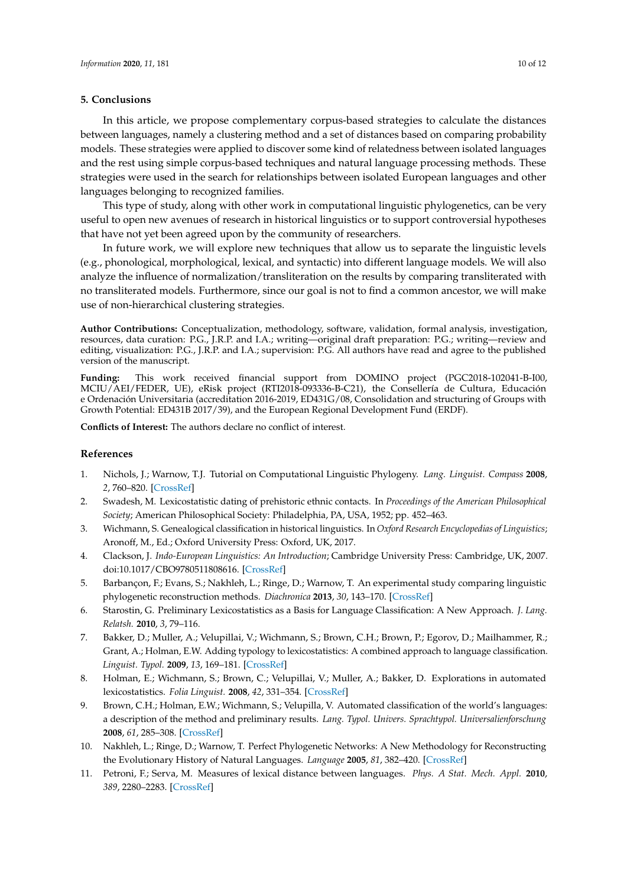## 5. Conclusions

In this article, we propose complementary corpus-based strategies to calculate the distances between languages, namely a clustering method and a set of distances based on comparing probability models. These strategies were applied to discover some kind of relatedness between isolated languages and the rest using simple corpus-based techniques and natural language processing methods. These strategies were used in the search for relationships between isolated European languages and other languages belonging to recognized families.

This type of study, along with other work in computational linguistic phylogenetics, can be very useful to open new avenues of research in historical linguistics or to support controversial hypotheses that have not yet been agreed upon by the community of researchers.

In future work, we will explore new techniques that allow us to separate the linguistic levels (e.g., phonological, morphological, lexical, and syntactic) into different language models. We will also analyze the influence of normalization/transliteration on the results by comparing transliterated with no transliterated models. Furthermore, since our goal is not to find a common ancestor, we will make use of non-hierarchical clustering strategies.

**Author Contributions:** Conceptualization, methodology, software, validation, formal analysis, investigation, resources, data curation: P.G., J.R.P. and I.A.; writing—original draft preparation: P.G.; writing—review and editing, visualization: P.G., J.R.P. and I.A.; supervision: P.G. All authors have read and agree to the published version of the manuscript.

**Funding:** This work received financial support from DOMINO project (PGC2018-102041-B-I00, MCIU/AEI/FEDER, UE), eRisk project (RTI2018-093336-B-C21), the Consellería de Cultura, Educación e Ordenación Universitaria (accreditation 2016-2019, ED431G/08, Consolidation and structuring of Groups with Growth Potential: ED431B 2017/39), and the European Regional Development Fund (ERDF).

**Conflicts of Interest:** The authors declare no conflict of interest.

## References

1. Nichols, J.; Warnow, T.J. Tutorial on Computational Linguistic Phylogeny. *Lang. Linguist. Compass* **2008**, *2*, 760–820. [CrossRef]
2. Swadesh, M. Lexicostatistic dating of prehistoric ethnic contacts. In *Proceedings of the American Philosophical Society*; American Philosophical Society: Philadelphia, PA, USA, 1952; pp. 452–463.
3. Wichmann, S. Genealogical classification in historical linguistics. In *Oxford Research Encyclopedias of Linguistics*; Aronoff, M., Ed.; Oxford University Press: Oxford, UK, 2017.
4. Clackson, J. *Indo-European Linguistics: An Introduction*; Cambridge University Press: Cambridge, UK, 2007. doi:10.1017/CBO9780511808616. [CrossRef]
5. Barbançon, F.; Evans, S.; Nakhleh, L.; Ringe, D.; Warnow, T. An experimental study comparing linguistic phylogenetic reconstruction methods. *Diachronica* **2013**, *30*, 143–170. [CrossRef]
6. Starostin, G. Preliminary Lexicostatistics as a Basis for Language Classification: A New Approach. *J. Lang. Relatsh.* **2010**, *3*, 79–116.
7. Bakker, D.; Muller, A.; Velupillai, V.; Wichmann, S.; Brown, C.H.; Brown, P.; Egorov, D.; Mailhammer, R.; Grant, A.; Holman, E.W. Adding typology to lexicostatistics: A combined approach to language classification. *Linguist. Typol.* **2009**, *13*, 169–181. [CrossRef]
8. Holman, E.; Wichmann, S.; Brown, C.; Velupillai, V.; Muller, A.; Bakker, D. Explorations in automated lexicostatistics. *Folia Linguist.* **2008**, *42*, 331–354. [CrossRef]
9. Brown, C.H.; Holman, E.W.; Wichmann, S.; Velupilla, V. Automated classification of the world's languages: a description of the method and preliminary results. *Lang. Typol. Univers. Sprachtypol. Universalienforschung* **2008**, *61*, 285–308. [CrossRef]
10. Nakhleh, L.; Ringe, D.; Warnow, T. Perfect Phylogenetic Networks: A New Methodology for Reconstructing the Evolutionary History of Natural Languages. *Language* **2005**, *81*, 382–420. [CrossRef]
11. Petroni, F.; Serva, M. Measures of lexical distance between languages. *Phys. A Stat. Mech. Appl.* **2010**, *389*, 2280–2283. [CrossRef]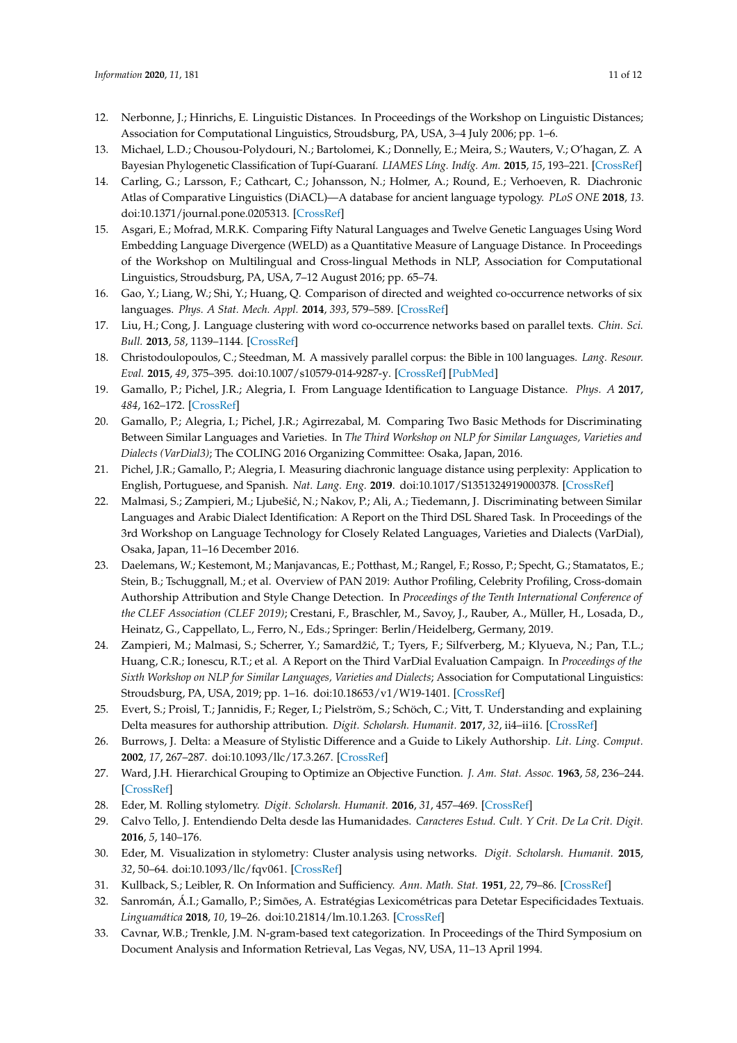12. Nerbonne, J.; Hinrichs, E. Linguistic Distances. In Proceedings of the Workshop on Linguistic Distances; Association for Computational Linguistics, Stroudsburg, PA, USA, 3–4 July 2006; pp. 1–6.
13. Michael, L.D.; Chousou-Polydouri, N.; Bartolomei, K.; Donnelly, E.; Meira, S.; Wauters, V.; O'hagan, Z. A Bayesian Phylogenetic Classification of Tupí-Guaraní. *LIAMES Líng. Indíg. Am.* **2015**, *15*, 193–221. [CrossRef]
14. Carling, G.; Larsson, F.; Cathcart, C.; Johansson, N.; Holmer, A.; Round, E.; Verhoeven, R. Diachronic Atlas of Comparative Linguistics (DiACL)—A database for ancient language typology. *PLoS ONE* **2018**, *13*. doi:10.1371/journal.pone.0205313. [CrossRef]
15. Asgari, E.; Mofrad, M.R.K. Comparing Fifty Natural Languages and Twelve Genetic Languages Using Word Embedding Language Divergence (WELD) as a Quantitative Measure of Language Distance. In Proceedings of the Workshop on Multilingual and Cross-lingual Methods in NLP, Association for Computational Linguistics, Stroudsburg, PA, USA, 7–12 August 2016; pp. 65–74.
16. Gao, Y.; Liang, W.; Shi, Y.; Huang, Q. Comparison of directed and weighted co-occurrence networks of six languages. *Phys. A Stat. Mech. Appl.* **2014**, *393*, 579–589. [CrossRef]
17. Liu, H.; Cong, J. Language clustering with word co-occurrence networks based on parallel texts. *Chin. Sci. Bull.* **2013**, *58*, 1139–1144. [CrossRef]
18. Christodoulopoulos, C.; Steedman, M. A massively parallel corpus: the Bible in 100 languages. *Lang. Resour. Eval.* **2015**, *49*, 375–395. doi:10.1007/s10579-014-9287-y. [CrossRef] [PubMed]
19. Gamallo, P.; Pichel, J.R.; Alegria, I. From Language Identification to Language Distance. *Phys. A* **2017**, *484*, 162–172. [CrossRef]
20. Gamallo, P.; Alegria, I.; Pichel, J.R.; Agirrezabal, M. Comparing Two Basic Methods for Discriminating Between Similar Languages and Varieties. In *The Third Workshop on NLP for Similar Languages, Varieties and Dialects (VarDial3)*; The COLING 2016 Organizing Committee: Osaka, Japan, 2016.
21. Pichel, J.R.; Gamallo, P.; Alegria, I. Measuring diachronic language distance using perplexity: Application to English, Portuguese, and Spanish. *Nat. Lang. Eng.* **2019**. doi:10.1017/S1351324919000378. [CrossRef]
22. Malmasi, S.; Zampieri, M.; Ljubešić, N.; Nakov, P.; Ali, A.; Tiedemann, J. Discriminating between Similar Languages and Arabic Dialect Identification: A Report on the Third DSL Shared Task. In Proceedings of the 3rd Workshop on Language Technology for Closely Related Languages, Varieties and Dialects (VarDial), Osaka, Japan, 11–16 December 2016.
23. Daelemans, W.; Kestemont, M.; Manjavancas, E.; Potthast, M.; Rangel, F.; Rosso, P.; Specht, G.; Stamatatos, E.; Stein, B.; Tschuggnall, M.; et al. Overview of PAN 2019: Author Profiling, Celebrity Profiling, Cross-domain Authorship Attribution and Style Change Detection. In *Proceedings of the Tenth International Conference of the CLEF Association (CLEF 2019)*; Crestani, F., Braschler, M., Savoy, J., Rauber, A., Müller, H., Losada, D., Heinatz, G., Cappellato, L., Ferro, N., Eds.; Springer: Berlin/Heidelberg, Germany, 2019.
24. Zampieri, M.; Malmasi, S.; Scherrer, Y.; Samardžić, T.; Tyers, F.; Silfverberg, M.; Klyueva, N.; Pan, T.L.; Huang, C.R.; Ionescu, R.T.; et al. A Report on the Third VarDial Evaluation Campaign. In *Proceedings of the Sixth Workshop on NLP for Similar Languages, Varieties and Dialects*; Association for Computational Linguistics: Stroudsburg, PA, USA, 2019; pp. 1–16. doi:10.18653/v1/W19-1401. [CrossRef]
25. Evert, S.; Proisl, T.; Jannidis, F.; Reger, I.; Pielström, S.; Schöch, C.; Vitt, T. Understanding and explaining Delta measures for authorship attribution. *Digit. Scholarsh. Humanit.* **2017**, *32*, ii4–ii16. [CrossRef]
26. Burrows, J. Delta: a Measure of Stylistic Difference and a Guide to Likely Authorship. *Lit. Ling. Comput.* **2002**, *17*, 267–287. doi:10.1093/llc/17.3.267. [CrossRef]
27. Ward, J.H. Hierarchical Grouping to Optimize an Objective Function. *J. Am. Stat. Assoc.* **1963**, *58*, 236–244. [CrossRef]
28. Eder, M. Rolling stylometry. *Digit. Scholarsh. Humanit.* **2016**, *31*, 457–469. [CrossRef]
29. Calvo Tello, J. Entendiendo Delta desde las Humanidades. *Caracteres Estud. Cult. Y Crit. De La Crit. Digit.* **2016**, *5*, 140–176.
30. Eder, M. Visualization in stylometry: Cluster analysis using networks. *Digit. Scholarsh. Humanit.* **2015**, *32*, 50–64. doi:10.1093/llc/fqv061. [CrossRef]
31. Kullback, S.; Leibler, R. On Information and Sufficiency. *Ann. Math. Stat.* **1951**, *22*, 79–86. [CrossRef]
32. Sanromán, Á.I.; Gamallo, P.; Simões, A. Estratégias Lexicométricas para Detetar Especificidades Textuais. *Linguamática* **2018**, *10*, 19–26. doi:10.21814/lm.10.1.263. [CrossRef]
33. Cavnar, W.B.; Trenkle, J.M. N-gram-based text categorization. In Proceedings of the Third Symposium on Document Analysis and Information Retrieval, Las Vegas, NV, USA, 11–13 April 1994.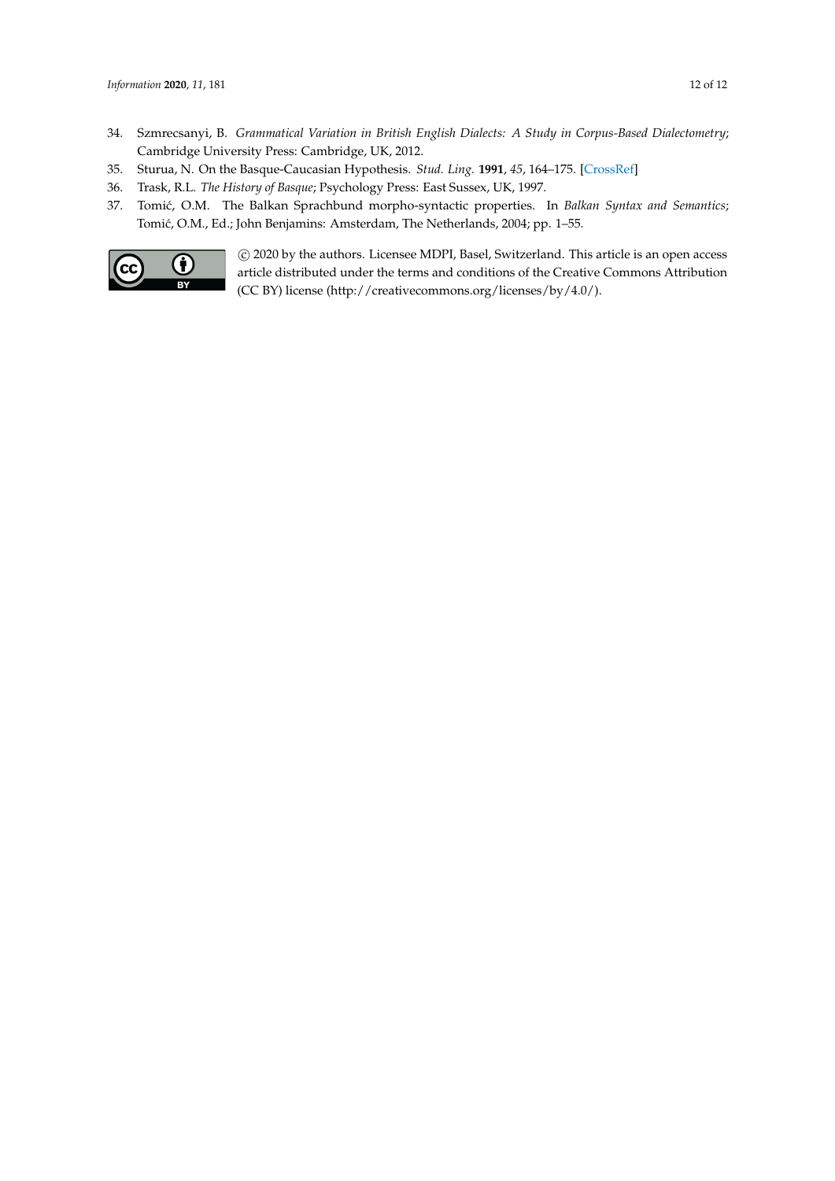34. Szmrecsanyi, B. *Grammatical Variation in British English Dialects: A Study in Corpus-Based Dialectometry*; Cambridge University Press: Cambridge, UK, 2012.
35. Sturua, N. On the Basque-Caucasian Hypothesis. *Stud. Ling.* **1991**, *45*, 164–175. [CrossRef]
36. Trask, R.L. *The History of Basque*; Psychology Press: East Sussex, UK, 1997.
37. Tomić, O.M. The Balkan Sprachbund morpho-syntactic properties. In *Balkan Syntax and Semantics*; Tomić, O.M., Ed.; John Benjamins: Amsterdam, The Netherlands, 2004; pp. 1–55.

© 2020 by the authors. Licensee MDPI, Basel, Switzerland. This article is an open access article distributed under the terms and conditions of the Creative Commons Attribution (CC BY) license (http://creativecommons.org/licenses/by/4.0/).